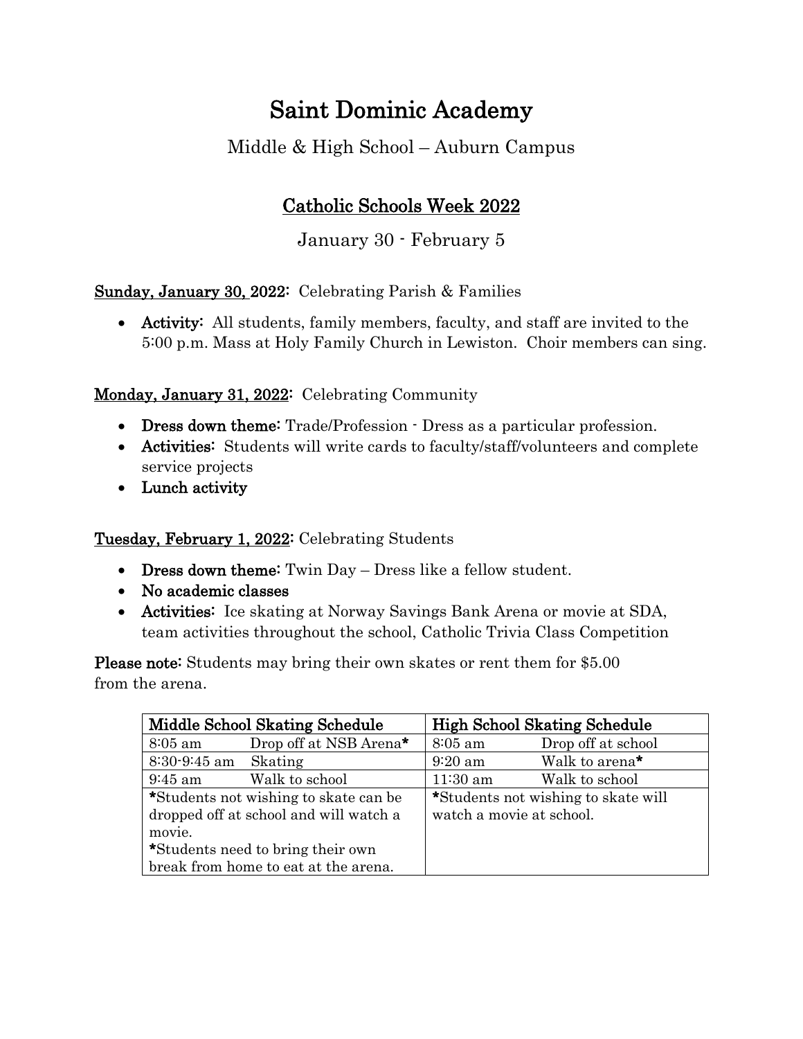# Saint Dominic Academy

Middle & High School – Auburn Campus

## Catholic Schools Week 2022

January 30 - February 5

**Sunday, January 30, 2022:** Celebrating Parish & Families

- **Activity:** All students, family members, faculty, and staff are invited to the 5:00 p.m. Mass at Holy Family Church in Lewiston. Choir members can sing.

**Monday, January 31, 2022:** Celebrating Community

- **Dress down theme:** Trade/Profession - Dress as a particular profession.
- **Activities:** Students will write cards to faculty/staff/volunteers and complete service projects
- **Lunch activity**

**Tuesday, February 1, 2022:** Celebrating Students

- **Dress down theme:** Twin Day – Dress like a fellow student.
- **No academic classes**
- **Activities:** Ice skating at Norway Savings Bank Arena or movie at SDA, team activities throughout the school, Catholic Trivia Class Competition

**Please note:** Students may bring their own skates or rent them for $5.00 from the arena.

| **Middle School Skating Schedule** | | **High School Skating Schedule** | |
|---|---|---|---|
| 8:05 am | Drop off at NSB Arena* | 8:05 am | Drop off at school |
| 8:30-9:45 am | Skating | 9:20 am | Walk to arena* |
| 9:45 am | Walk to school | 11:30 am | Walk to school |
| *Students not wishing to skate can be dropped off at school and will watch a movie. *Students need to bring their own break from home to eat at the arena. | | *Students not wishing to skate will watch a movie at school. | |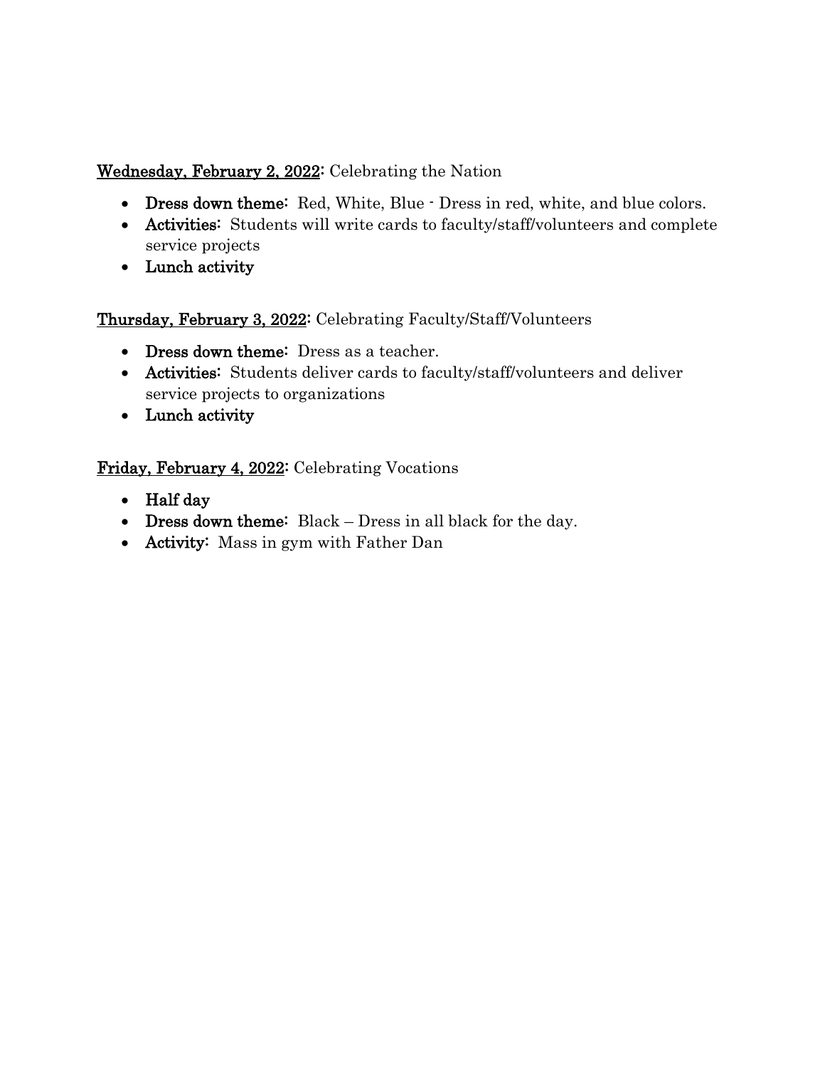Wednesday, February 2, 2022: Celebrating the Nation

- **Dress down theme:** Red, White, Blue - Dress in red, white, and blue colors.
- **Activities:** Students will write cards to faculty/staff/volunteers and complete service projects
- **Lunch activity**

Thursday, February 3, 2022: Celebrating Faculty/Staff/Volunteers

- **Dress down theme:** Dress as a teacher.
- **Activities:** Students deliver cards to faculty/staff/volunteers and deliver service projects to organizations
- **Lunch activity**

Friday, February 4, 2022: Celebrating Vocations

- **Half day**
- **Dress down theme:** Black – Dress in all black for the day.
- **Activity:** Mass in gym with Father Dan